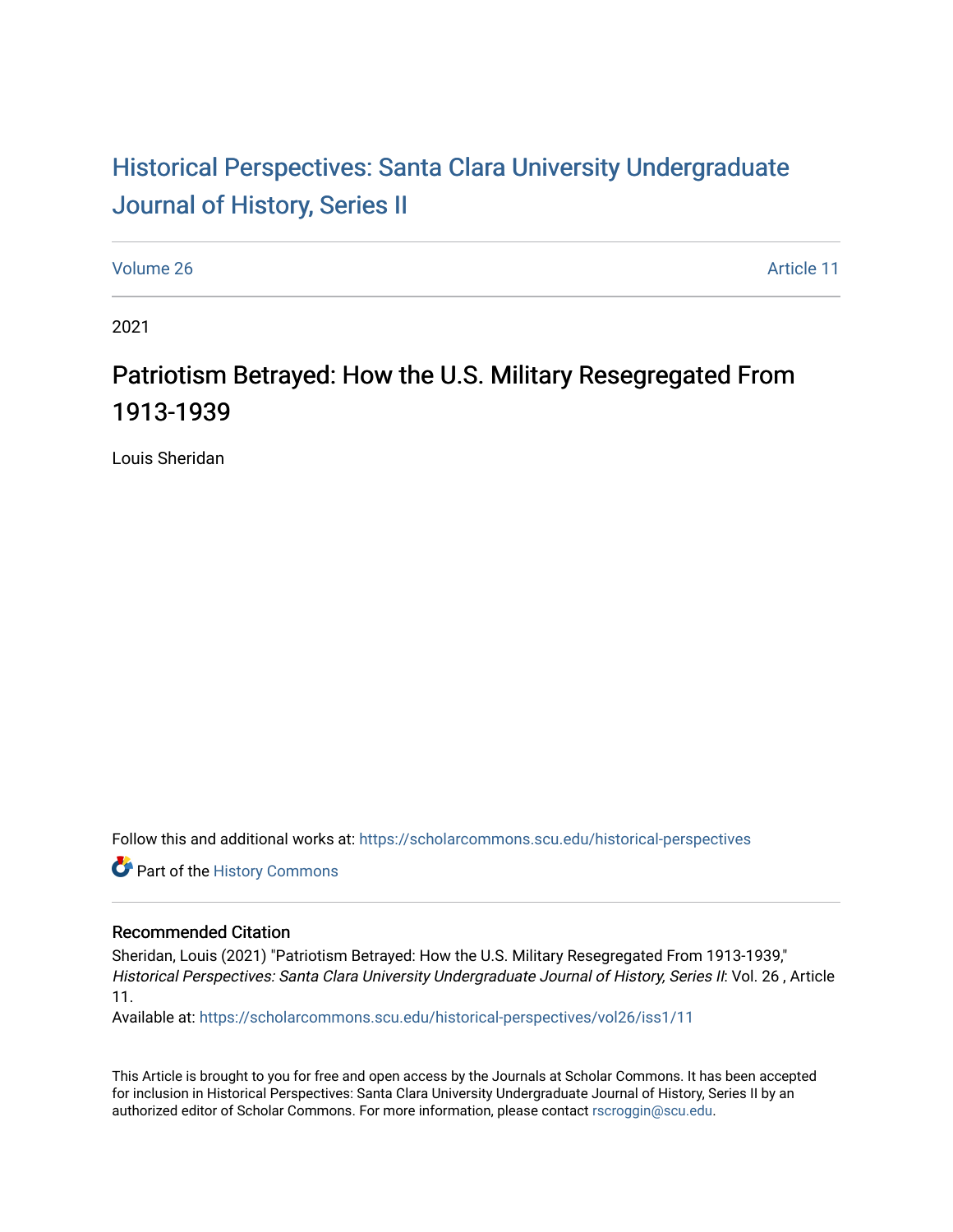# Historical Perspectives: Santa Clara University Undergraduate Journal of History, Series II

Volume 26 | Article 11

2021

## Patriotism Betrayed: How the U.S. Military Resegregated From 1913-1939

Louis Sheridan

Follow this and additional works at: https://scholarcommons.scu.edu/historical-perspectives

Part of the History Commons

### Recommended Citation

Sheridan, Louis (2021) "Patriotism Betrayed: How the U.S. Military Resegregated From 1913-1939," *Historical Perspectives: Santa Clara University Undergraduate Journal of History, Series II*: Vol. 26 , Article 11.

Available at: https://scholarcommons.scu.edu/historical-perspectives/vol26/iss1/11

This Article is brought to you for free and open access by the Journals at Scholar Commons. It has been accepted for inclusion in Historical Perspectives: Santa Clara University Undergraduate Journal of History, Series II by an authorized editor of Scholar Commons. For more information, please contact rscroggin@scu.edu.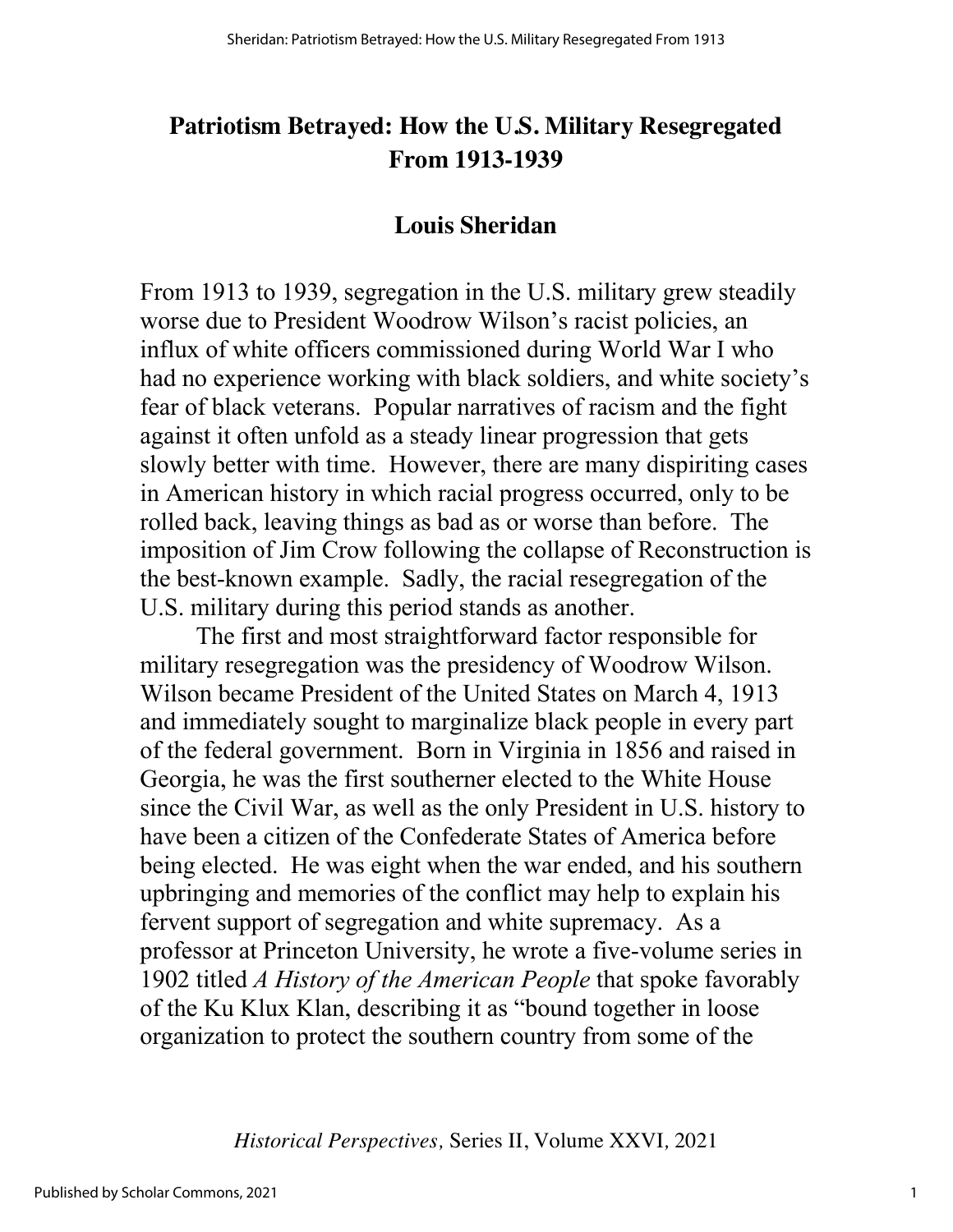# Patriotism Betrayed: How the U.S. Military Resegregated From 1913-1939

## Louis Sheridan

From 1913 to 1939, segregation in the U.S. military grew steadily worse due to President Woodrow Wilson's racist policies, an influx of white officers commissioned during World War I who had no experience working with black soldiers, and white society's fear of black veterans. Popular narratives of racism and the fight against it often unfold as a steady linear progression that gets slowly better with time. However, there are many dispiriting cases in American history in which racial progress occurred, only to be rolled back, leaving things as bad as or worse than before. The imposition of Jim Crow following the collapse of Reconstruction is the best-known example. Sadly, the racial resegregation of the U.S. military during this period stands as another.

The first and most straightforward factor responsible for military resegregation was the presidency of Woodrow Wilson. Wilson became President of the United States on March 4, 1913 and immediately sought to marginalize black people in every part of the federal government. Born in Virginia in 1856 and raised in Georgia, he was the first southerner elected to the White House since the Civil War, as well as the only President in U.S. history to have been a citizen of the Confederate States of America before being elected. He was eight when the war ended, and his southern upbringing and memories of the conflict may help to explain his fervent support of segregation and white supremacy. As a professor at Princeton University, he wrote a five-volume series in 1902 titled *A History of the American People* that spoke favorably of the Ku Klux Klan, describing it as "bound together in loose organization to protect the southern country from some of the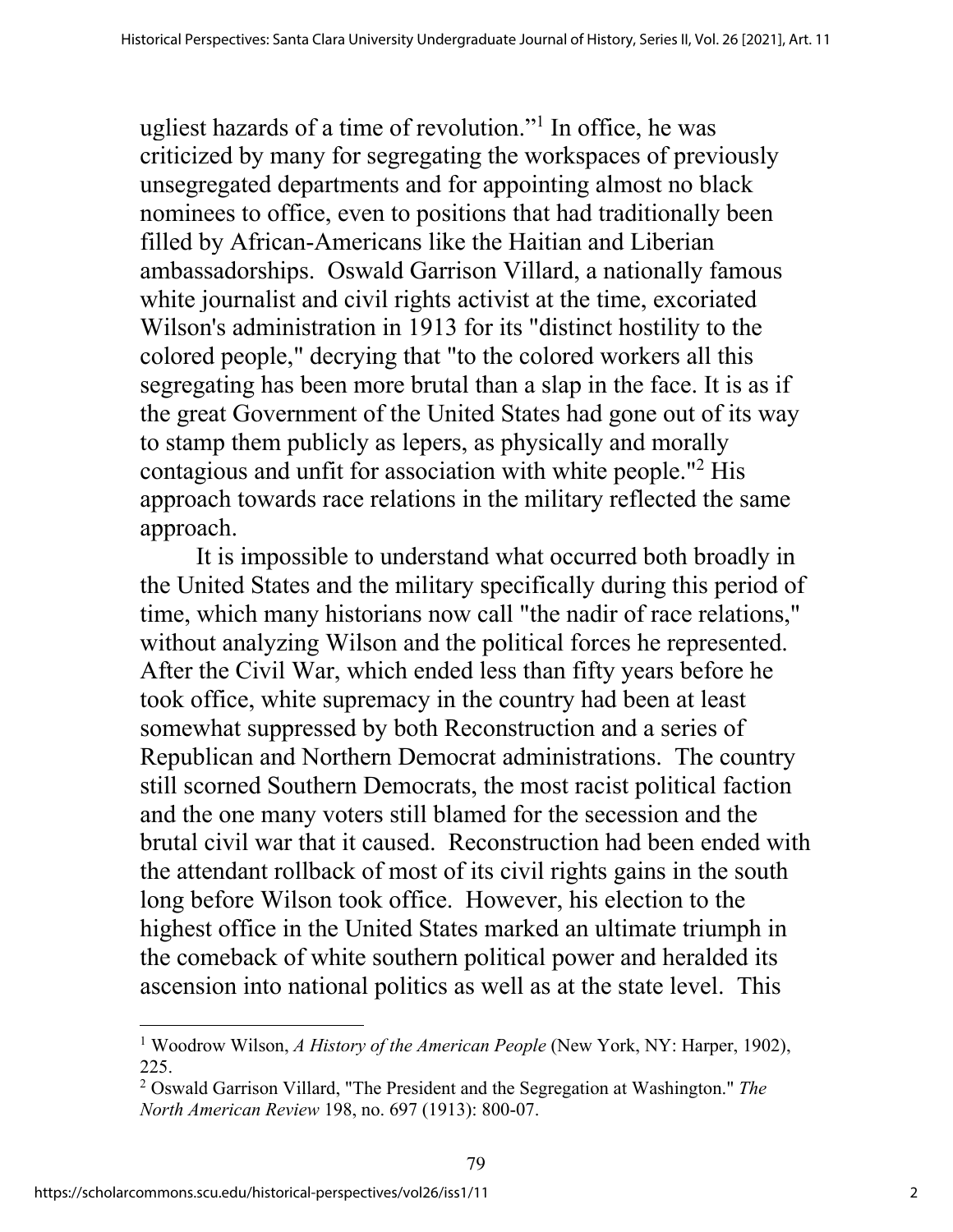ugliest hazards of a time of revolution."[1] In office, he was criticized by many for segregating the workspaces of previously unsegregated departments and for appointing almost no black nominees to office, even to positions that had traditionally been filled by African-Americans like the Haitian and Liberian ambassadorships. Oswald Garrison Villard, a nationally famous white journalist and civil rights activist at the time, excoriated Wilson's administration in 1913 for its "distinct hostility to the colored people," decrying that "to the colored workers all this segregating has been more brutal than a slap in the face. It is as if the great Government of the United States had gone out of its way to stamp them publicly as lepers, as physically and morally contagious and unfit for association with white people."[2] His approach towards race relations in the military reflected the same approach.

It is impossible to understand what occurred both broadly in the United States and the military specifically during this period of time, which many historians now call "the nadir of race relations," without analyzing Wilson and the political forces he represented. After the Civil War, which ended less than fifty years before he took office, white supremacy in the country had been at least somewhat suppressed by both Reconstruction and a series of Republican and Northern Democrat administrations. The country still scorned Southern Democrats, the most racist political faction and the one many voters still blamed for the secession and the brutal civil war that it caused. Reconstruction had been ended with the attendant rollback of most of its civil rights gains in the south long before Wilson took office. However, his election to the highest office in the United States marked an ultimate triumph in the comeback of white southern political power and heralded its ascension into national politics as well as at the state level. This

---

[1] Woodrow Wilson, *A History of the American People* (New York, NY: Harper, 1902), 225.

[2] Oswald Garrison Villard, "The President and the Segregation at Washington." *The North American Review* 198, no. 697 (1913): 800-07.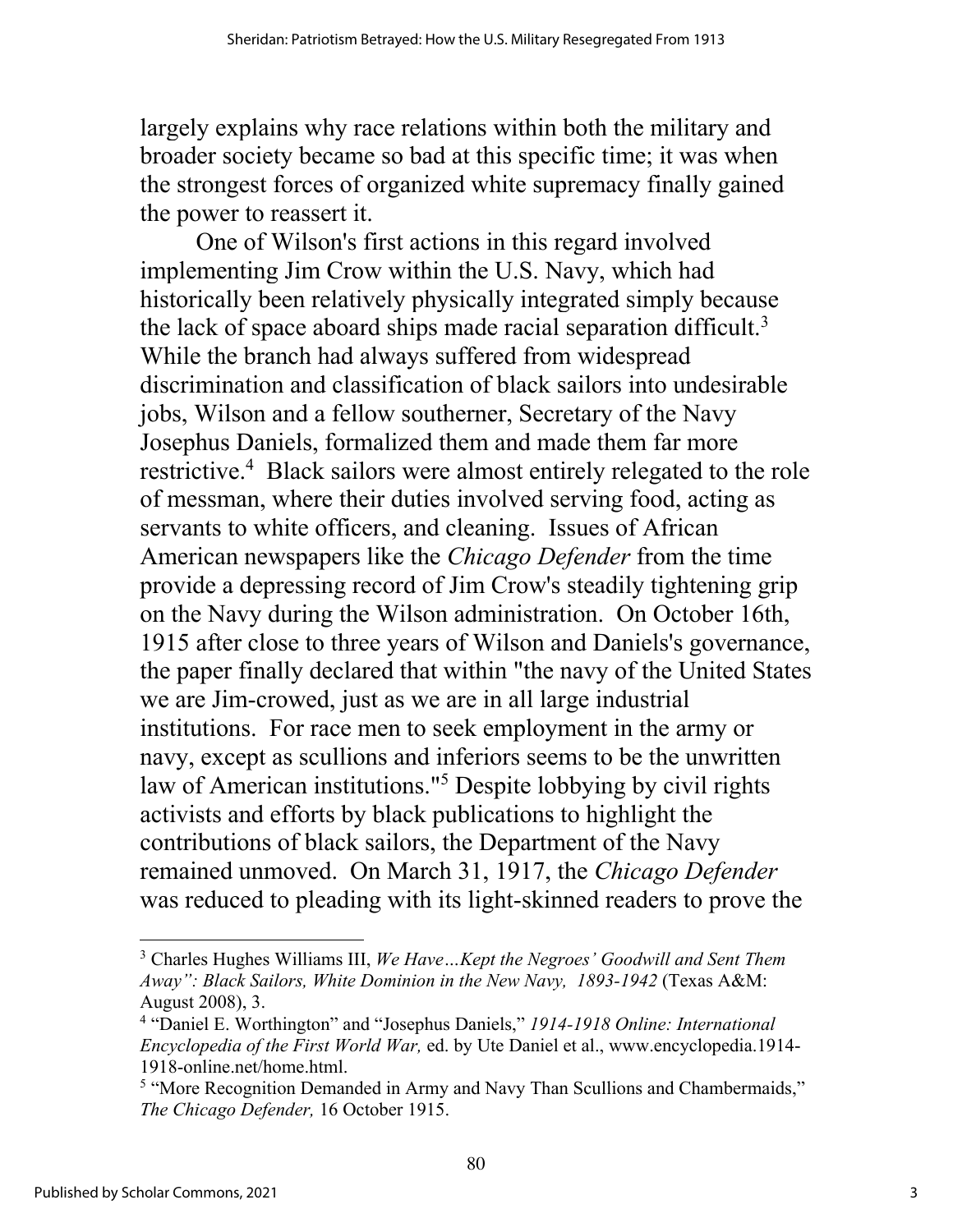largely explains why race relations within both the military and broader society became so bad at this specific time; it was when the strongest forces of organized white supremacy finally gained the power to reassert it.

One of Wilson's first actions in this regard involved implementing Jim Crow within the U.S. Navy, which had historically been relatively physically integrated simply because the lack of space aboard ships made racial separation difficult.[3] While the branch had always suffered from widespread discrimination and classification of black sailors into undesirable jobs, Wilson and a fellow southerner, Secretary of the Navy Josephus Daniels, formalized them and made them far more restrictive.[4] Black sailors were almost entirely relegated to the role of messman, where their duties involved serving food, acting as servants to white officers, and cleaning. Issues of African American newspapers like the *Chicago Defender* from the time provide a depressing record of Jim Crow's steadily tightening grip on the Navy during the Wilson administration. On October 16th, 1915 after close to three years of Wilson and Daniels's governance, the paper finally declared that within "the navy of the United States we are Jim-crowed, just as we are in all large industrial institutions. For race men to seek employment in the army or navy, except as scullions and inferiors seems to be the unwritten law of American institutions."[5] Despite lobbying by civil rights activists and efforts by black publications to highlight the contributions of black sailors, the Department of the Navy remained unmoved. On March 31, 1917, the *Chicago Defender* was reduced to pleading with its light-skinned readers to prove the

---

[3] Charles Hughes Williams III, *We Have…Kept the Negroes' Goodwill and Sent Them Away": Black Sailors, White Dominion in the New Navy, 1893-1942* (Texas A&M: August 2008), 3.

[4] "Daniel E. Worthington" and "Josephus Daniels," *1914-1918 Online: International Encyclopedia of the First World War,* ed. by Ute Daniel et al., www.encyclopedia.1914-1918-online.net/home.html.

[5] "More Recognition Demanded in Army and Navy Than Scullions and Chambermaids," *The Chicago Defender,* 16 October 1915.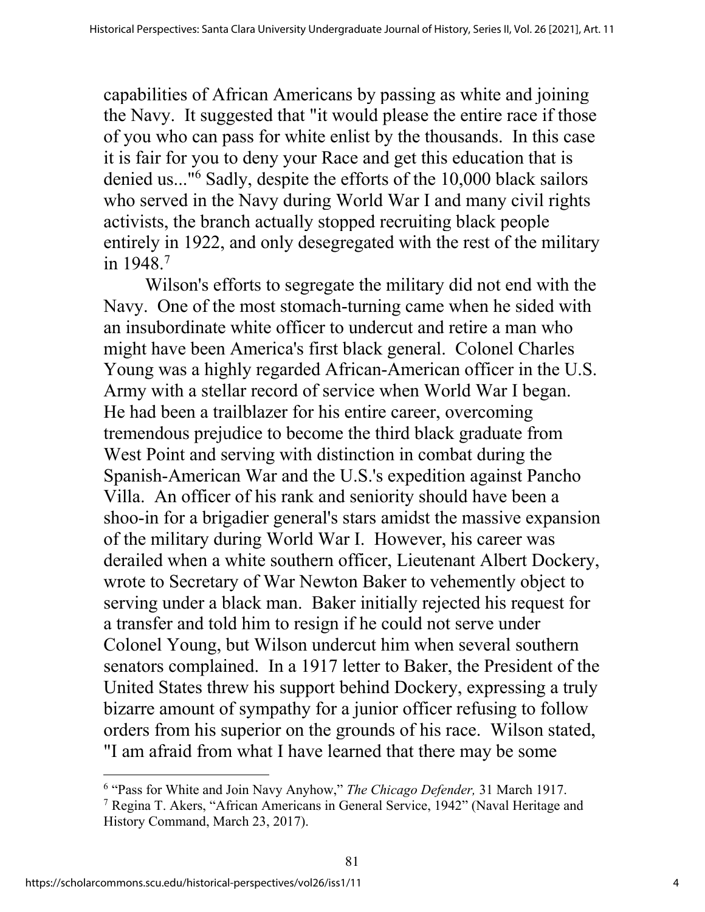capabilities of African Americans by passing as white and joining the Navy. It suggested that "it would please the entire race if those of you who can pass for white enlist by the thousands. In this case it is fair for you to deny your Race and get this education that is denied us..."[6] Sadly, despite the efforts of the 10,000 black sailors who served in the Navy during World War I and many civil rights activists, the branch actually stopped recruiting black people entirely in 1922, and only desegregated with the rest of the military in 1948.[7]

Wilson's efforts to segregate the military did not end with the Navy. One of the most stomach-turning came when he sided with an insubordinate white officer to undercut and retire a man who might have been America's first black general. Colonel Charles Young was a highly regarded African-American officer in the U.S. Army with a stellar record of service when World War I began. He had been a trailblazer for his entire career, overcoming tremendous prejudice to become the third black graduate from West Point and serving with distinction in combat during the Spanish-American War and the U.S.'s expedition against Pancho Villa. An officer of his rank and seniority should have been a shoo-in for a brigadier general's stars amidst the massive expansion of the military during World War I. However, his career was derailed when a white southern officer, Lieutenant Albert Dockery, wrote to Secretary of War Newton Baker to vehemently object to serving under a black man. Baker initially rejected his request for a transfer and told him to resign if he could not serve under Colonel Young, but Wilson undercut him when several southern senators complained. In a 1917 letter to Baker, the President of the United States threw his support behind Dockery, expressing a truly bizarre amount of sympathy for a junior officer refusing to follow orders from his superior on the grounds of his race. Wilson stated, "I am afraid from what I have learned that there may be some

---

[6] "Pass for White and Join Navy Anyhow," *The Chicago Defender,* 31 March 1917.

[7] Regina T. Akers, "African Americans in General Service, 1942" (Naval Heritage and History Command, March 23, 2017).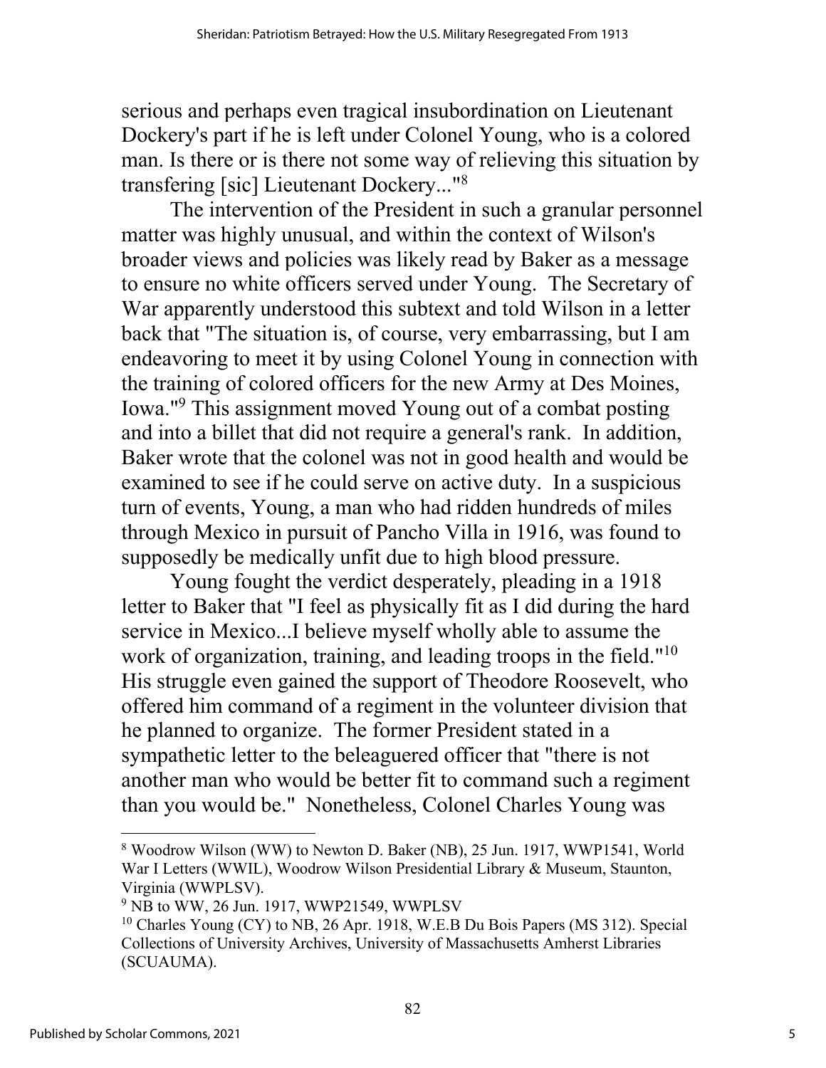serious and perhaps even tragical insubordination on Lieutenant Dockery's part if he is left under Colonel Young, who is a colored man. Is there or is there not some way of relieving this situation by transfering [sic] Lieutenant Dockery..."[8]

The intervention of the President in such a granular personnel matter was highly unusual, and within the context of Wilson's broader views and policies was likely read by Baker as a message to ensure no white officers served under Young. The Secretary of War apparently understood this subtext and told Wilson in a letter back that "The situation is, of course, very embarrassing, but I am endeavoring to meet it by using Colonel Young in connection with the training of colored officers for the new Army at Des Moines, Iowa."[9] This assignment moved Young out of a combat posting and into a billet that did not require a general's rank. In addition, Baker wrote that the colonel was not in good health and would be examined to see if he could serve on active duty. In a suspicious turn of events, Young, a man who had ridden hundreds of miles through Mexico in pursuit of Pancho Villa in 1916, was found to supposedly be medically unfit due to high blood pressure.

Young fought the verdict desperately, pleading in a 1918 letter to Baker that "I feel as physically fit as I did during the hard service in Mexico...I believe myself wholly able to assume the work of organization, training, and leading troops in the field."[10] His struggle even gained the support of Theodore Roosevelt, who offered him command of a regiment in the volunteer division that he planned to organize. The former President stated in a sympathetic letter to the beleaguered officer that "there is not another man who would be better fit to command such a regiment than you would be." Nonetheless, Colonel Charles Young was

---

[8] Woodrow Wilson (WW) to Newton D. Baker (NB), 25 Jun. 1917, WWP1541, World War I Letters (WWIL), Woodrow Wilson Presidential Library & Museum, Staunton, Virginia (WWPLSV).

[9] NB to WW, 26 Jun. 1917, WWP21549, WWPLSV

[10] Charles Young (CY) to NB, 26 Apr. 1918, W.E.B Du Bois Papers (MS 312). Special Collections of University Archives, University of Massachusetts Amherst Libraries (SCUAUMA).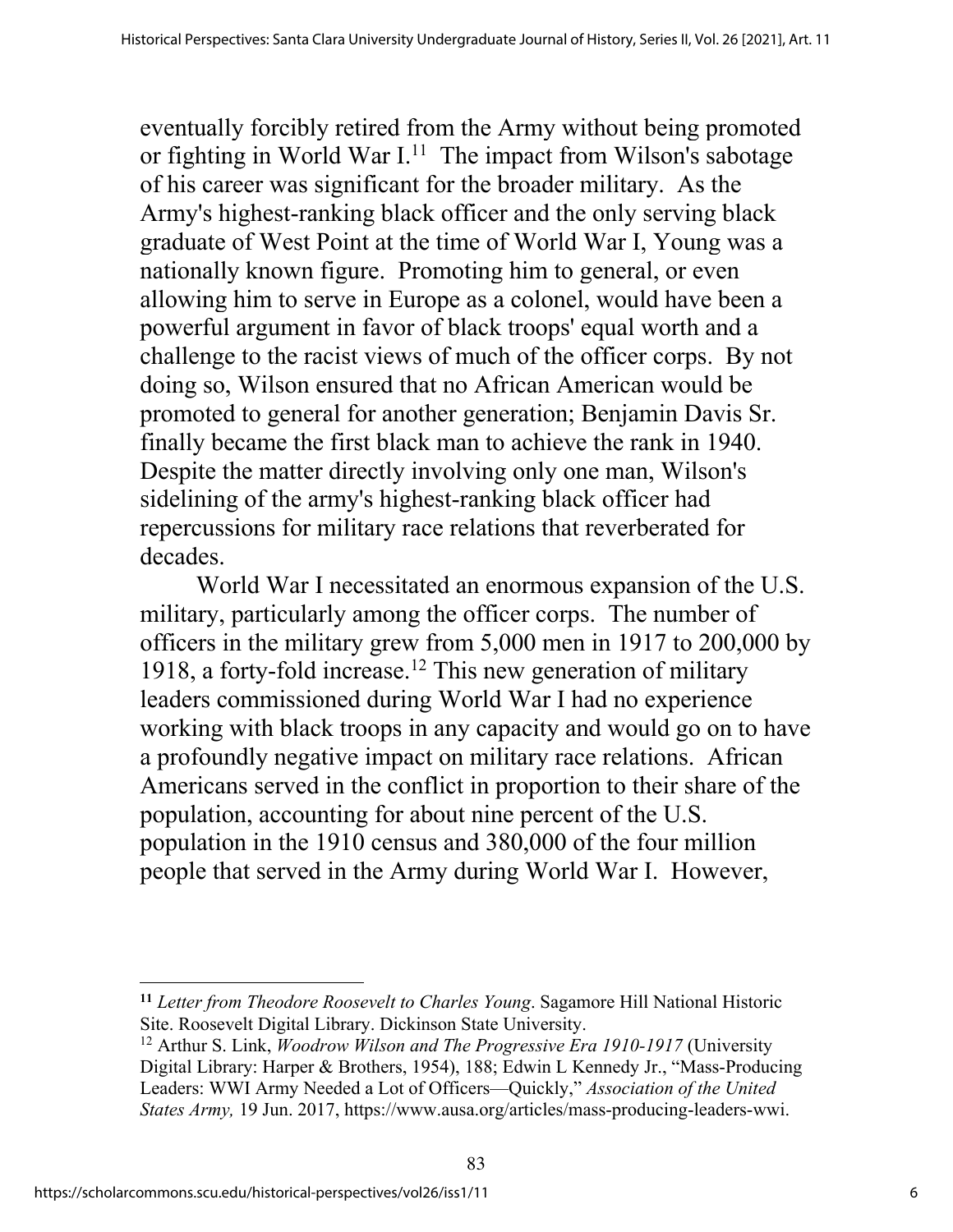eventually forcibly retired from the Army without being promoted or fighting in World War I.[11] The impact from Wilson's sabotage of his career was significant for the broader military. As the Army's highest-ranking black officer and the only serving black graduate of West Point at the time of World War I, Young was a nationally known figure. Promoting him to general, or even allowing him to serve in Europe as a colonel, would have been a powerful argument in favor of black troops' equal worth and a challenge to the racist views of much of the officer corps. By not doing so, Wilson ensured that no African American would be promoted to general for another generation; Benjamin Davis Sr. finally became the first black man to achieve the rank in 1940. Despite the matter directly involving only one man, Wilson's sidelining of the army's highest-ranking black officer had repercussions for military race relations that reverberated for decades.

World War I necessitated an enormous expansion of the U.S. military, particularly among the officer corps. The number of officers in the military grew from 5,000 men in 1917 to 200,000 by 1918, a forty-fold increase.[12] This new generation of military leaders commissioned during World War I had no experience working with black troops in any capacity and would go on to have a profoundly negative impact on military race relations. African Americans served in the conflict in proportion to their share of the population, accounting for about nine percent of the U.S. population in the 1910 census and 380,000 of the four million people that served in the Army during World War I. However,

---

[11] *Letter from Theodore Roosevelt to Charles Young*. Sagamore Hill National Historic Site. Roosevelt Digital Library. Dickinson State University.

[12] Arthur S. Link, *Woodrow Wilson and The Progressive Era 1910-1917* (University Digital Library: Harper & Brothers, 1954), 188; Edwin L Kennedy Jr., "Mass-Producing Leaders: WWI Army Needed a Lot of Officers—Quickly," *Association of the United States Army,* 19 Jun. 2017, https://www.ausa.org/articles/mass-producing-leaders-wwi.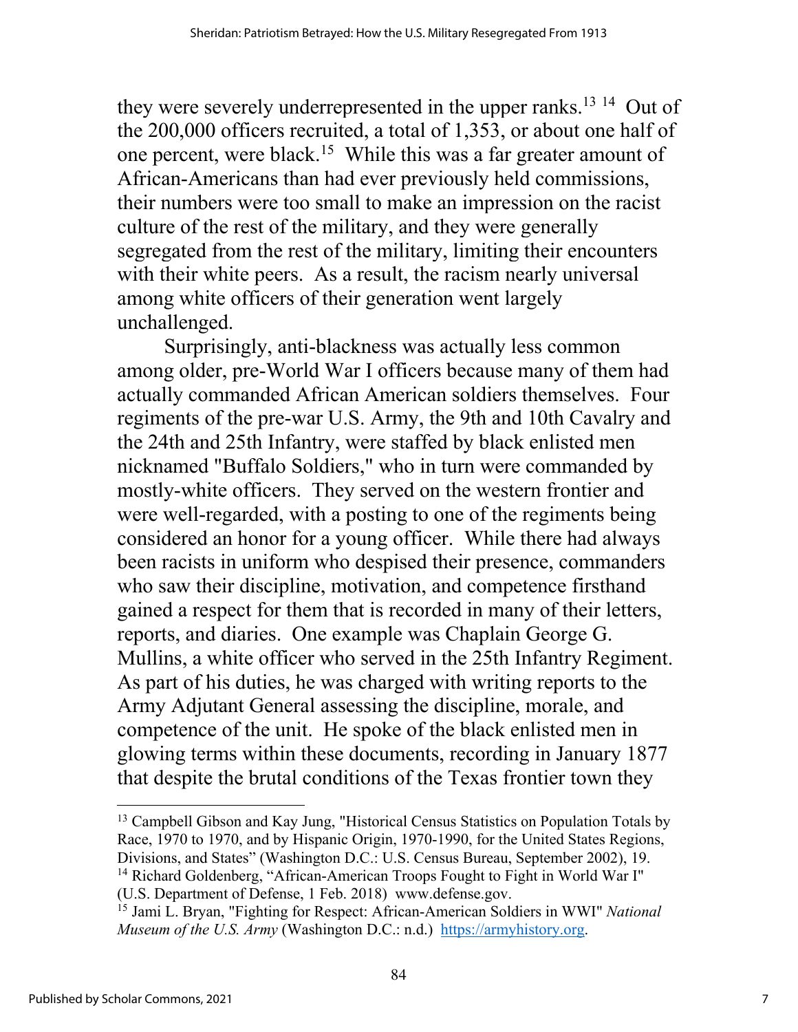they were severely underrepresented in the upper ranks.[13] [14] Out of the 200,000 officers recruited, a total of 1,353, or about one half of one percent, were black.[15] While this was a far greater amount of African-Americans than had ever previously held commissions, their numbers were too small to make an impression on the racist culture of the rest of the military, and they were generally segregated from the rest of the military, limiting their encounters with their white peers. As a result, the racism nearly universal among white officers of their generation went largely unchallenged.

Surprisingly, anti-blackness was actually less common among older, pre-World War I officers because many of them had actually commanded African American soldiers themselves. Four regiments of the pre-war U.S. Army, the 9th and 10th Cavalry and the 24th and 25th Infantry, were staffed by black enlisted men nicknamed "Buffalo Soldiers," who in turn were commanded by mostly-white officers. They served on the western frontier and were well-regarded, with a posting to one of the regiments being considered an honor for a young officer. While there had always been racists in uniform who despised their presence, commanders who saw their discipline, motivation, and competence firsthand gained a respect for them that is recorded in many of their letters, reports, and diaries. One example was Chaplain George G. Mullins, a white officer who served in the 25th Infantry Regiment. As part of his duties, he was charged with writing reports to the Army Adjutant General assessing the discipline, morale, and competence of the unit. He spoke of the black enlisted men in glowing terms within these documents, recording in January 1877 that despite the brutal conditions of the Texas frontier town they

---

[13] Campbell Gibson and Kay Jung, "Historical Census Statistics on Population Totals by Race, 1970 to 1970, and by Hispanic Origin, 1970-1990, for the United States Regions, Divisions, and States" (Washington D.C.: U.S. Census Bureau, September 2002), 19.

[14] Richard Goldenberg, "African-American Troops Fought to Fight in World War I" (U.S. Department of Defense, 1 Feb. 2018) www.defense.gov.

[15] Jami L. Bryan, "Fighting for Respect: African-American Soldiers in WWI" *National Museum of the U.S. Army* (Washington D.C.: n.d.) https://armyhistory.org.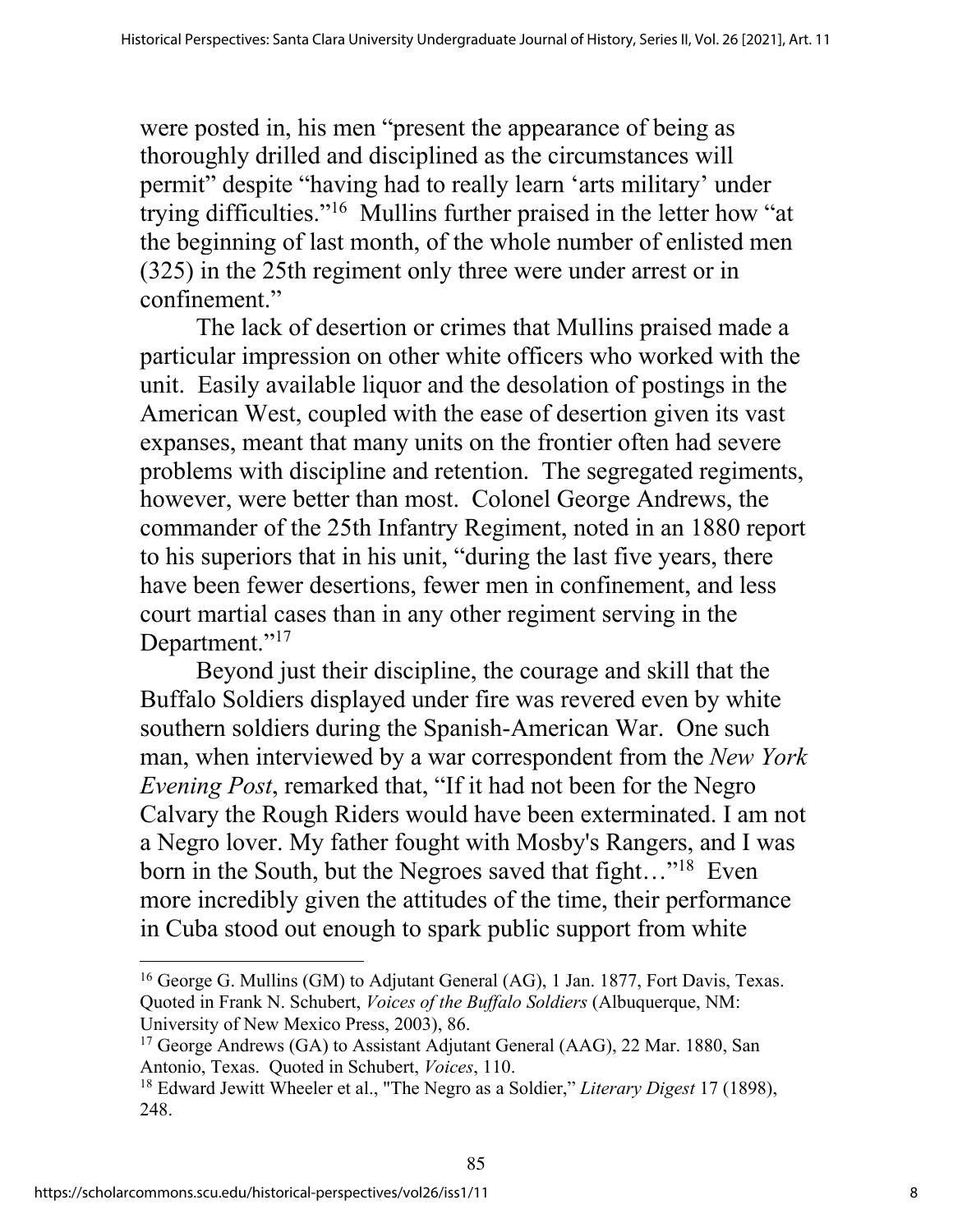were posted in, his men "present the appearance of being as thoroughly drilled and disciplined as the circumstances will permit" despite "having had to really learn 'arts military' under trying difficulties."[16] Mullins further praised in the letter how "at the beginning of last month, of the whole number of enlisted men (325) in the 25th regiment only three were under arrest or in confinement."

The lack of desertion or crimes that Mullins praised made a particular impression on other white officers who worked with the unit. Easily available liquor and the desolation of postings in the American West, coupled with the ease of desertion given its vast expanses, meant that many units on the frontier often had severe problems with discipline and retention. The segregated regiments, however, were better than most. Colonel George Andrews, the commander of the 25th Infantry Regiment, noted in an 1880 report to his superiors that in his unit, "during the last five years, there have been fewer desertions, fewer men in confinement, and less court martial cases than in any other regiment serving in the Department."[17]

Beyond just their discipline, the courage and skill that the Buffalo Soldiers displayed under fire was revered even by white southern soldiers during the Spanish-American War. One such man, when interviewed by a war correspondent from the *New York Evening Post*, remarked that, "If it had not been for the Negro Calvary the Rough Riders would have been exterminated. I am not a Negro lover. My father fought with Mosby's Rangers, and I was born in the South, but the Negroes saved that fight…"[18] Even more incredibly given the attitudes of the time, their performance in Cuba stood out enough to spark public support from white

---

[16] George G. Mullins (GM) to Adjutant General (AG), 1 Jan. 1877, Fort Davis, Texas. Quoted in Frank N. Schubert, *Voices of the Buffalo Soldiers* (Albuquerque, NM: University of New Mexico Press, 2003), 86.

[17] George Andrews (GA) to Assistant Adjutant General (AAG), 22 Mar. 1880, San Antonio, Texas. Quoted in Schubert, *Voices*, 110.

[18] Edward Jewitt Wheeler et al., "The Negro as a Soldier," *Literary Digest* 17 (1898), 248.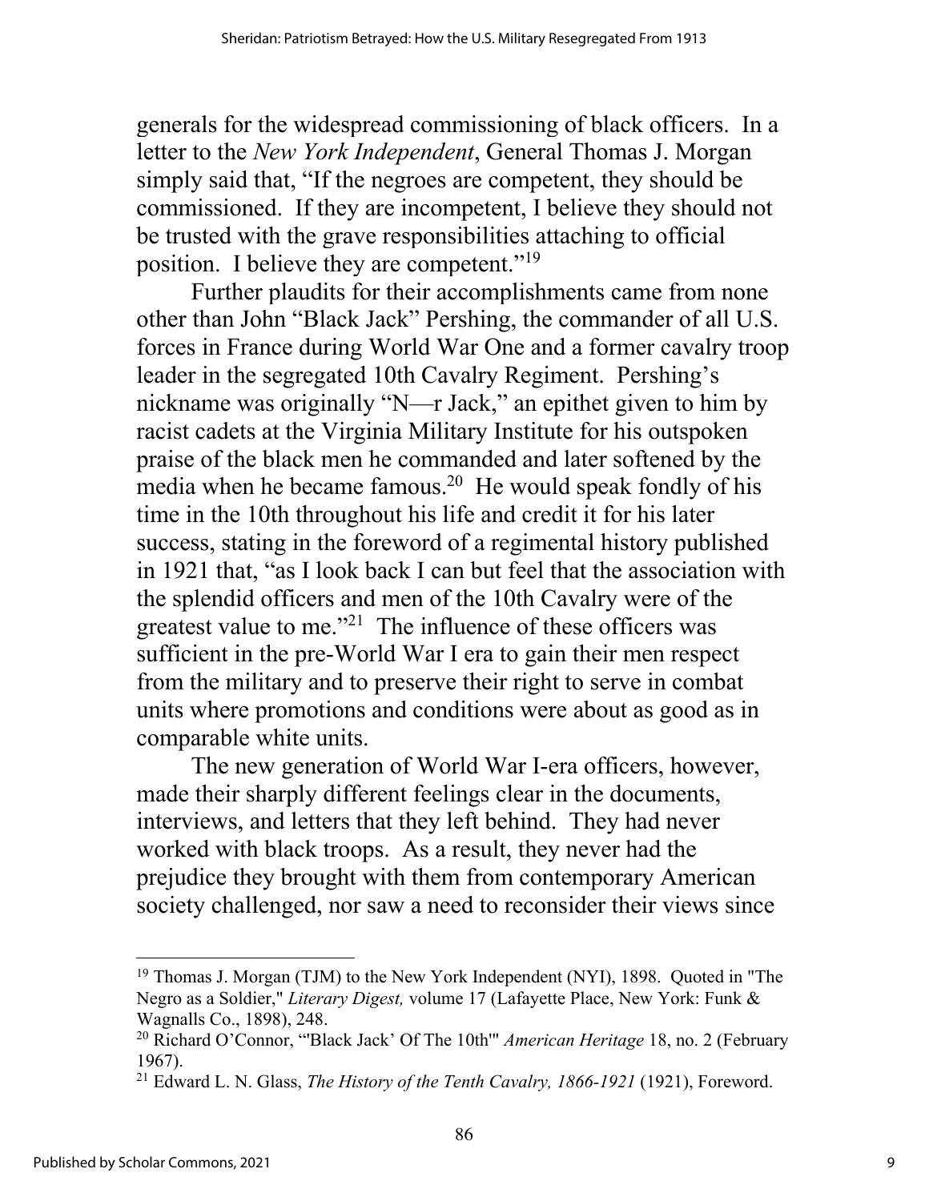generals for the widespread commissioning of black officers. In a letter to the *New York Independent*, General Thomas J. Morgan simply said that, "If the negroes are competent, they should be commissioned. If they are incompetent, I believe they should not be trusted with the grave responsibilities attaching to official position. I believe they are competent."[19]

Further plaudits for their accomplishments came from none other than John "Black Jack" Pershing, the commander of all U.S. forces in France during World War One and a former cavalry troop leader in the segregated 10th Cavalry Regiment. Pershing's nickname was originally "N—r Jack," an epithet given to him by racist cadets at the Virginia Military Institute for his outspoken praise of the black men he commanded and later softened by the media when he became famous.[20] He would speak fondly of his time in the 10th throughout his life and credit it for his later success, stating in the foreword of a regimental history published in 1921 that, "as I look back I can but feel that the association with the splendid officers and men of the 10th Cavalry were of the greatest value to me."[21] The influence of these officers was sufficient in the pre-World War I era to gain their men respect from the military and to preserve their right to serve in combat units where promotions and conditions were about as good as in comparable white units.

The new generation of World War I-era officers, however, made their sharply different feelings clear in the documents, interviews, and letters that they left behind. They had never worked with black troops. As a result, they never had the prejudice they brought with them from contemporary American society challenged, nor saw a need to reconsider their views since

---

[19] Thomas J. Morgan (TJM) to the New York Independent (NYI), 1898. Quoted in "The Negro as a Soldier," *Literary Digest,* volume 17 (Lafayette Place, New York: Funk & Wagnalls Co., 1898), 248.

[20] Richard O'Connor, "'Black Jack' Of The 10th'" *American Heritage* 18, no. 2 (February 1967).

[21] Edward L. N. Glass, *The History of the Tenth Cavalry, 1866-1921* (1921), Foreword.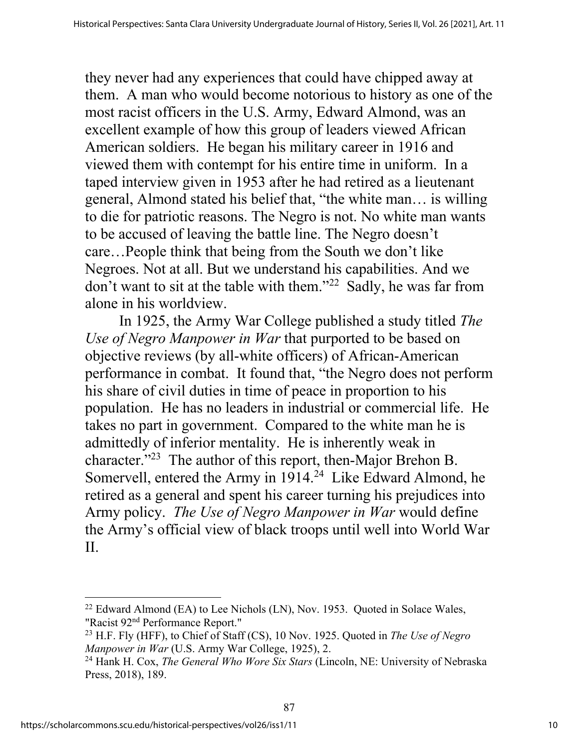they never had any experiences that could have chipped away at them. A man who would become notorious to history as one of the most racist officers in the U.S. Army, Edward Almond, was an excellent example of how this group of leaders viewed African American soldiers. He began his military career in 1916 and viewed them with contempt for his entire time in uniform. In a taped interview given in 1953 after he had retired as a lieutenant general, Almond stated his belief that, "the white man… is willing to die for patriotic reasons. The Negro is not. No white man wants to be accused of leaving the battle line. The Negro doesn't care…People think that being from the South we don't like Negroes. Not at all. But we understand his capabilities. And we don't want to sit at the table with them."[22] Sadly, he was far from alone in his worldview.

In 1925, the Army War College published a study titled *The Use of Negro Manpower in War* that purported to be based on objective reviews (by all-white officers) of African-American performance in combat. It found that, "the Negro does not perform his share of civil duties in time of peace in proportion to his population. He has no leaders in industrial or commercial life. He takes no part in government. Compared to the white man he is admittedly of inferior mentality. He is inherently weak in character."[23] The author of this report, then-Major Brehon B. Somervell, entered the Army in 1914.[24] Like Edward Almond, he retired as a general and spent his career turning his prejudices into Army policy. *The Use of Negro Manpower in War* would define the Army's official view of black troops until well into World War II.

---

[22] Edward Almond (EA) to Lee Nichols (LN), Nov. 1953. Quoted in Solace Wales, "Racist 92nd Performance Report."

[23] H.F. Fly (HFF), to Chief of Staff (CS), 10 Nov. 1925. Quoted in *The Use of Negro Manpower in War* (U.S. Army War College, 1925), 2.

[24] Hank H. Cox, *The General Who Wore Six Stars* (Lincoln, NE: University of Nebraska Press, 2018), 189.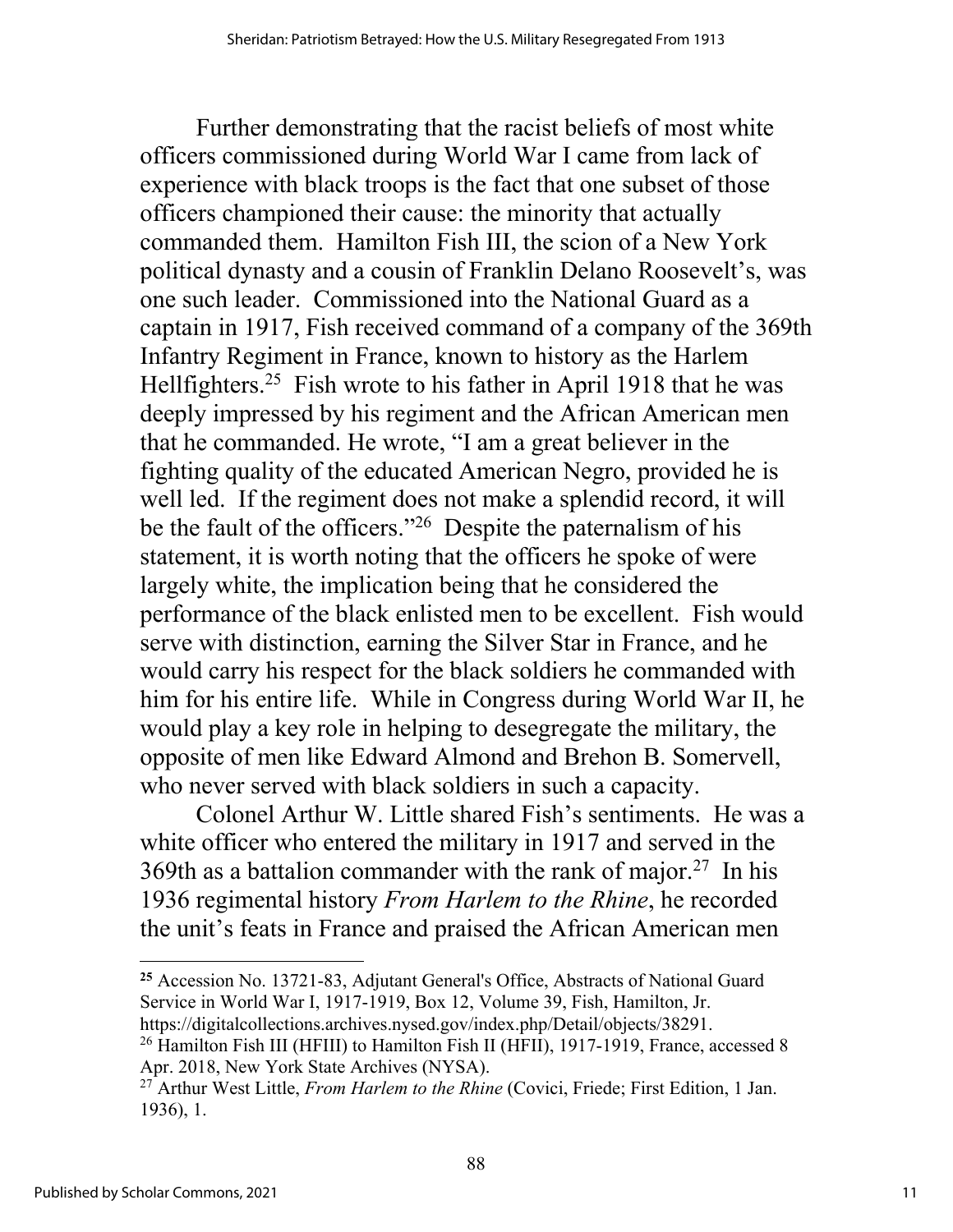Further demonstrating that the racist beliefs of most white officers commissioned during World War I came from lack of experience with black troops is the fact that one subset of those officers championed their cause: the minority that actually commanded them. Hamilton Fish III, the scion of a New York political dynasty and a cousin of Franklin Delano Roosevelt's, was one such leader. Commissioned into the National Guard as a captain in 1917, Fish received command of a company of the 369th Infantry Regiment in France, known to history as the Harlem Hellfighters.[25] Fish wrote to his father in April 1918 that he was deeply impressed by his regiment and the African American men that he commanded. He wrote, "I am a great believer in the fighting quality of the educated American Negro, provided he is well led. If the regiment does not make a splendid record, it will be the fault of the officers."[26] Despite the paternalism of his statement, it is worth noting that the officers he spoke of were largely white, the implication being that he considered the performance of the black enlisted men to be excellent. Fish would serve with distinction, earning the Silver Star in France, and he would carry his respect for the black soldiers he commanded with him for his entire life. While in Congress during World War II, he would play a key role in helping to desegregate the military, the opposite of men like Edward Almond and Brehon B. Somervell, who never served with black soldiers in such a capacity.

Colonel Arthur W. Little shared Fish's sentiments. He was a white officer who entered the military in 1917 and served in the 369th as a battalion commander with the rank of major.[27] In his 1936 regimental history *From Harlem to the Rhine*, he recorded the unit's feats in France and praised the African American men

---

[25] Accession No. 13721-83, Adjutant General's Office, Abstracts of National Guard Service in World War I, 1917-1919, Box 12, Volume 39, Fish, Hamilton, Jr. https://digitalcollections.archives.nysed.gov/index.php/Detail/objects/38291.

[26] Hamilton Fish III (HFIII) to Hamilton Fish II (HFII), 1917-1919, France, accessed 8 Apr. 2018, New York State Archives (NYSA).

[27] Arthur West Little, *From Harlem to the Rhine* (Covici, Friede; First Edition, 1 Jan. 1936), 1.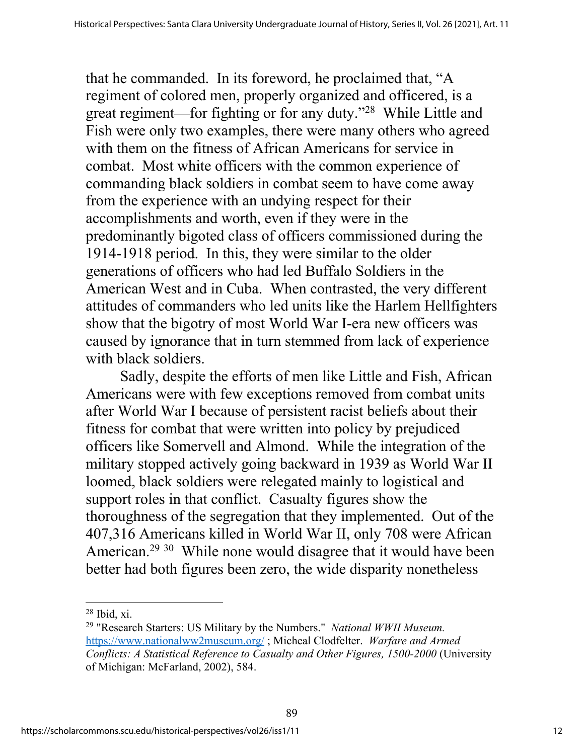that he commanded. In its foreword, he proclaimed that, "A regiment of colored men, properly organized and officered, is a great regiment—for fighting or for any duty."[28] While Little and Fish were only two examples, there were many others who agreed with them on the fitness of African Americans for service in combat. Most white officers with the common experience of commanding black soldiers in combat seem to have come away from the experience with an undying respect for their accomplishments and worth, even if they were in the predominantly bigoted class of officers commissioned during the 1914-1918 period. In this, they were similar to the older generations of officers who had led Buffalo Soldiers in the American West and in Cuba. When contrasted, the very different attitudes of commanders who led units like the Harlem Hellfighters show that the bigotry of most World War I-era new officers was caused by ignorance that in turn stemmed from lack of experience with black soldiers.

Sadly, despite the efforts of men like Little and Fish, African Americans were with few exceptions removed from combat units after World War I because of persistent racist beliefs about their fitness for combat that were written into policy by prejudiced officers like Somervell and Almond. While the integration of the military stopped actively going backward in 1939 as World War II loomed, black soldiers were relegated mainly to logistical and support roles in that conflict. Casualty figures show the thoroughness of the segregation that they implemented. Out of the 407,316 Americans killed in World War II, only 708 were African American.[29] [30] While none would disagree that it would have been better had both figures been zero, the wide disparity nonetheless

---

[28] Ibid, xi.

[29] "Research Starters: US Military by the Numbers." *National WWII Museum.* https://www.nationalww2museum.org/ ; Micheal Clodfelter. *Warfare and Armed Conflicts: A Statistical Reference to Casualty and Other Figures, 1500-2000* (University of Michigan: McFarland, 2002), 584.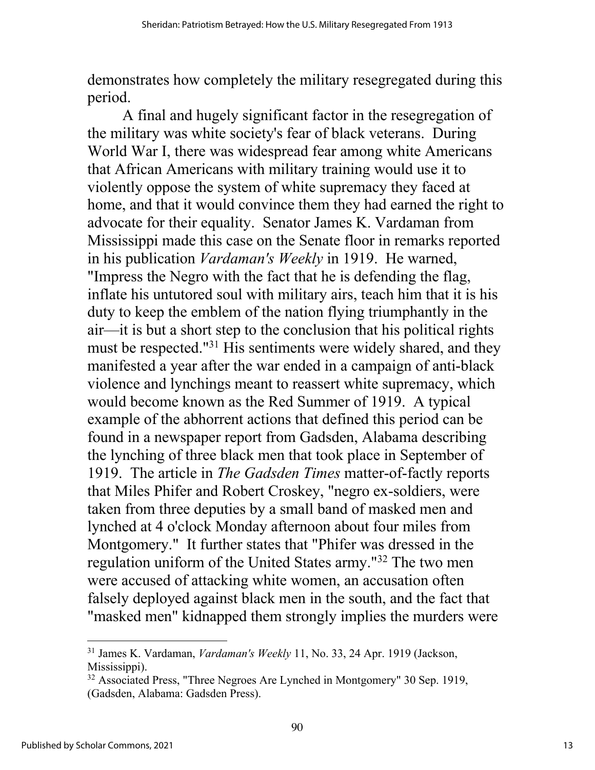demonstrates how completely the military resegregated during this period.

A final and hugely significant factor in the resegregation of the military was white society's fear of black veterans. During World War I, there was widespread fear among white Americans that African Americans with military training would use it to violently oppose the system of white supremacy they faced at home, and that it would convince them they had earned the right to advocate for their equality. Senator James K. Vardaman from Mississippi made this case on the Senate floor in remarks reported in his publication *Vardaman's Weekly* in 1919. He warned, "Impress the Negro with the fact that he is defending the flag, inflate his untutored soul with military airs, teach him that it is his duty to keep the emblem of the nation flying triumphantly in the air—it is but a short step to the conclusion that his political rights must be respected."[31] His sentiments were widely shared, and they manifested a year after the war ended in a campaign of anti-black violence and lynchings meant to reassert white supremacy, which would become known as the Red Summer of 1919. A typical example of the abhorrent actions that defined this period can be found in a newspaper report from Gadsden, Alabama describing the lynching of three black men that took place in September of 1919. The article in *The Gadsden Times* matter-of-factly reports that Miles Phifer and Robert Croskey, "negro ex-soldiers, were taken from three deputies by a small band of masked men and lynched at 4 o'clock Monday afternoon about four miles from Montgomery." It further states that "Phifer was dressed in the regulation uniform of the United States army."[32] The two men were accused of attacking white women, an accusation often falsely deployed against black men in the south, and the fact that "masked men" kidnapped them strongly implies the murders were

---

[31] James K. Vardaman, *Vardaman's Weekly* 11, No. 33, 24 Apr. 1919 (Jackson, Mississippi).

[32] Associated Press, "Three Negroes Are Lynched in Montgomery" 30 Sep. 1919, (Gadsden, Alabama: Gadsden Press).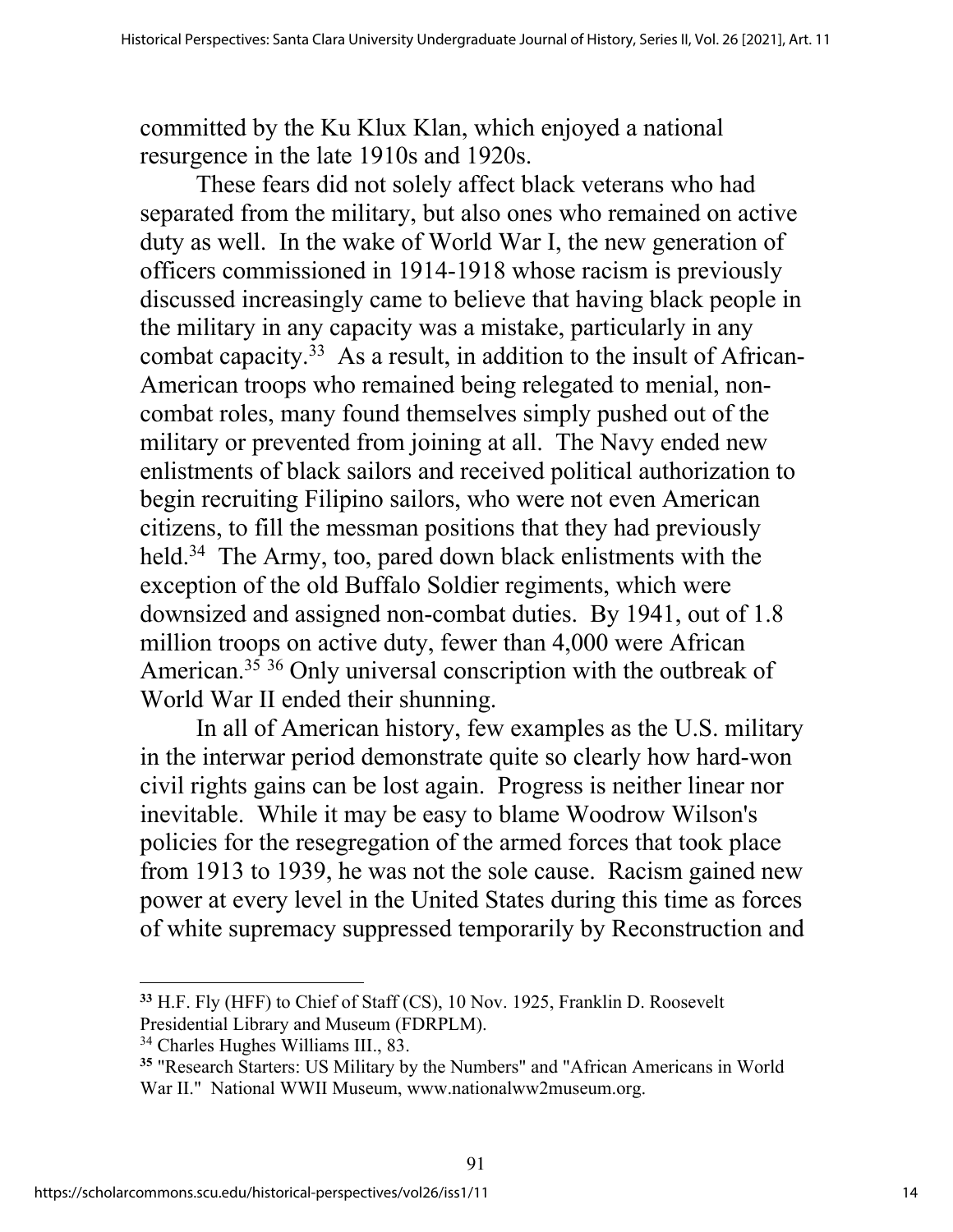committed by the Ku Klux Klan, which enjoyed a national resurgence in the late 1910s and 1920s.

These fears did not solely affect black veterans who had separated from the military, but also ones who remained on active duty as well. In the wake of World War I, the new generation of officers commissioned in 1914-1918 whose racism is previously discussed increasingly came to believe that having black people in the military in any capacity was a mistake, particularly in any combat capacity.[33] As a result, in addition to the insult of African-American troops who remained being relegated to menial, non-combat roles, many found themselves simply pushed out of the military or prevented from joining at all. The Navy ended new enlistments of black sailors and received political authorization to begin recruiting Filipino sailors, who were not even American citizens, to fill the messman positions that they had previously held.[34] The Army, too, pared down black enlistments with the exception of the old Buffalo Soldier regiments, which were downsized and assigned non-combat duties. By 1941, out of 1.8 million troops on active duty, fewer than 4,000 were African American.[35] [36] Only universal conscription with the outbreak of World War II ended their shunning.

In all of American history, few examples as the U.S. military in the interwar period demonstrate quite so clearly how hard-won civil rights gains can be lost again. Progress is neither linear nor inevitable. While it may be easy to blame Woodrow Wilson's policies for the resegregation of the armed forces that took place from 1913 to 1939, he was not the sole cause. Racism gained new power at every level in the United States during this time as forces of white supremacy suppressed temporarily by Reconstruction and

---

[33] H.F. Fly (HFF) to Chief of Staff (CS), 10 Nov. 1925, Franklin D. Roosevelt Presidential Library and Museum (FDRPLM).

[34] Charles Hughes Williams III., 83.

[35] "Research Starters: US Military by the Numbers" and "African Americans in World War II." National WWII Museum, www.nationalww2museum.org.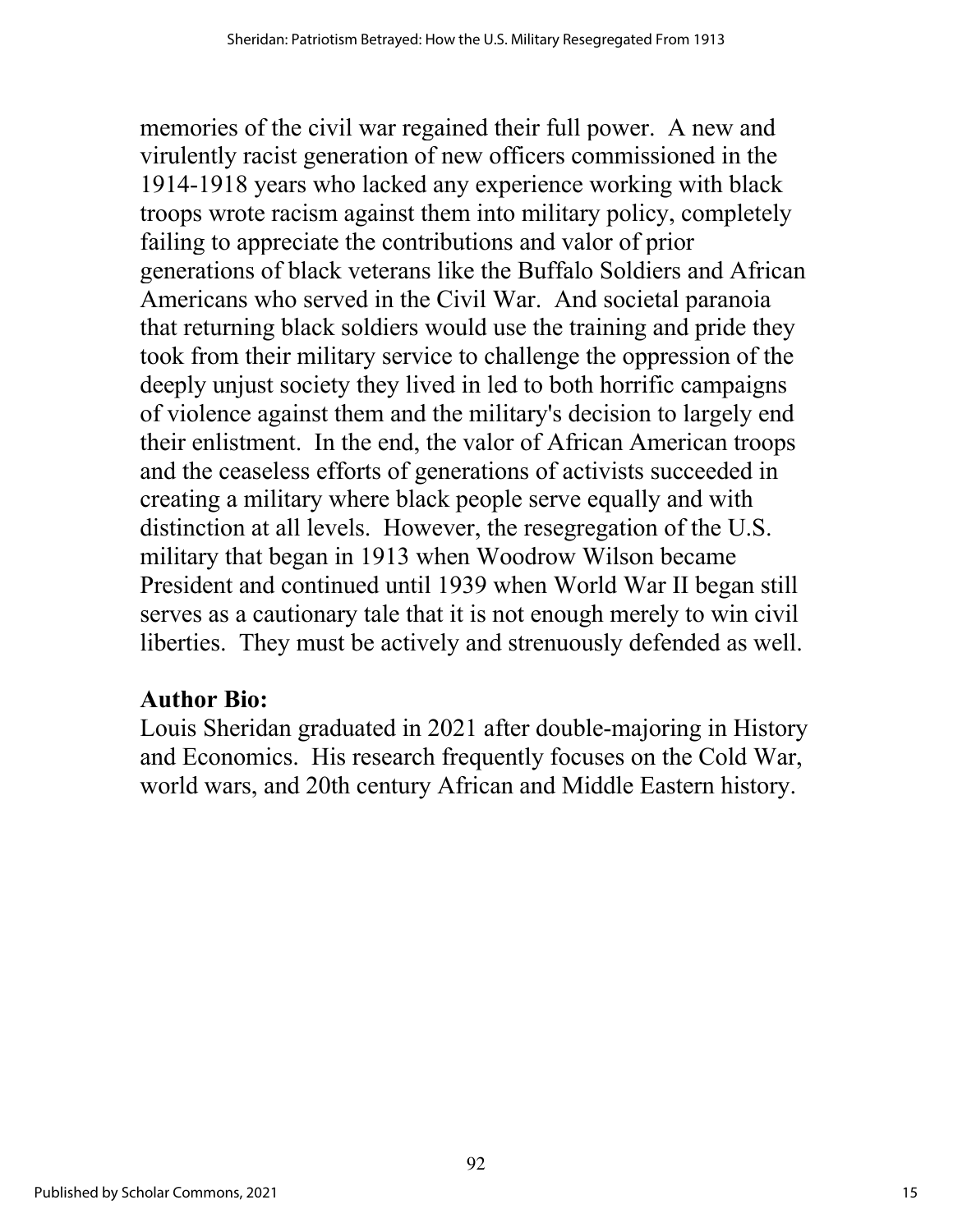memories of the civil war regained their full power. A new and virulently racist generation of new officers commissioned in the 1914-1918 years who lacked any experience working with black troops wrote racism against them into military policy, completely failing to appreciate the contributions and valor of prior generations of black veterans like the Buffalo Soldiers and African Americans who served in the Civil War. And societal paranoia that returning black soldiers would use the training and pride they took from their military service to challenge the oppression of the deeply unjust society they lived in led to both horrific campaigns of violence against them and the military's decision to largely end their enlistment. In the end, the valor of African American troops and the ceaseless efforts of generations of activists succeeded in creating a military where black people serve equally and with distinction at all levels. However, the resegregation of the U.S. military that began in 1913 when Woodrow Wilson became President and continued until 1939 when World War II began still serves as a cautionary tale that it is not enough merely to win civil liberties. They must be actively and strenuously defended as well.

**Author Bio:**

Louis Sheridan graduated in 2021 after double-majoring in History and Economics. His research frequently focuses on the Cold War, world wars, and 20th century African and Middle Eastern history.